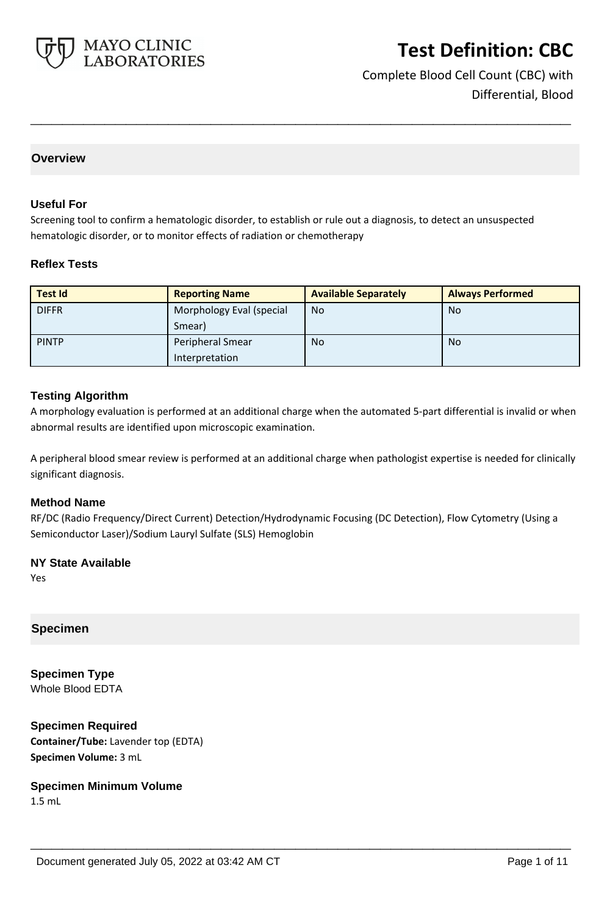# Test Definition: CBC

Complete Blood Cell Count (CBC) with Differential, Blood

## Overview

### Useful For

Screening tool to confirm a hematologic disorder, to establish or rule out a diagnosis, to detect an unsuspected hematologic disorder, or to monitor effects of radiation or chemotherapy

### Reflex Tests

| Test Id | Reporting Name | Available Separately | Always Performed |
|---|---|---|---|
| DIFFR | Morphology Eval (special Smear) | No | No |
| PINTP | Peripheral Smear Interpretation | No | No |

### Testing Algorithm

A morphology evaluation is performed at an additional charge when the automated 5-part differential is invalid or when abnormal results are identified upon microscopic examination.

A peripheral blood smear review is performed at an additional charge when pathologist expertise is needed for clinically significant diagnosis.

### Method Name

RF/DC (Radio Frequency/Direct Current) Detection/Hydrodynamic Focusing (DC Detection), Flow Cytometry (Using a Semiconductor Laser)/Sodium Lauryl Sulfate (SLS) Hemoglobin

### NY State Available

Yes

## Specimen

### Specimen Type

Whole Blood EDTA

### Specimen Required

**Container/Tube:** Lavender top (EDTA)
**Specimen Volume:** 3 mL

### Specimen Minimum Volume

1.5 mL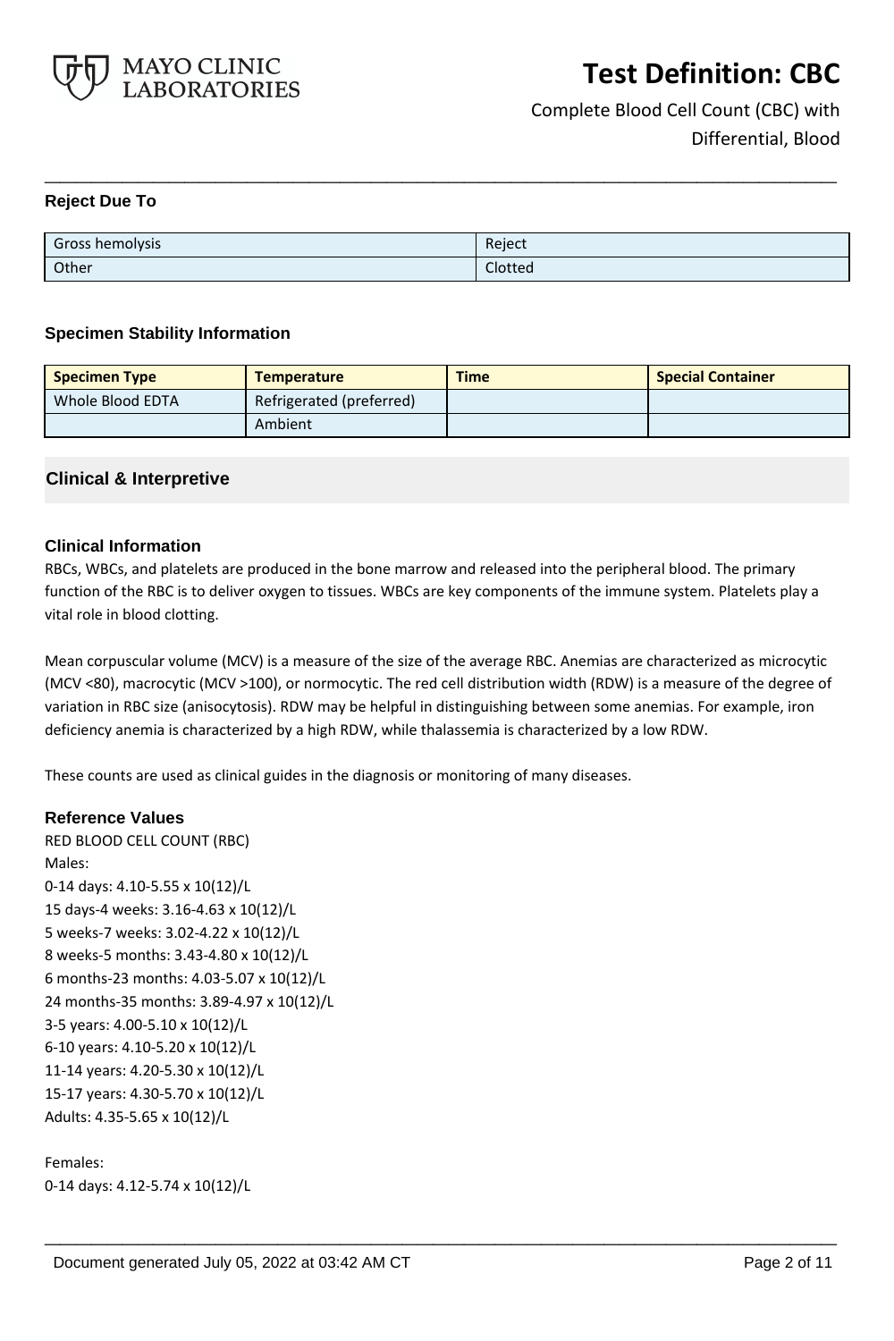### Reject Due To

| Gross hemolysis | Reject |
|---|---|
| Other | Clotted |

### Specimen Stability Information

| Specimen Type | Temperature | Time | Special Container |
|---|---|---|---|
| Whole Blood EDTA | Refrigerated (preferred) | | |
| | Ambient | | |

## Clinical & Interpretive

### Clinical Information

RBCs, WBCs, and platelets are produced in the bone marrow and released into the peripheral blood. The primary function of the RBC is to deliver oxygen to tissues. WBCs are key components of the immune system. Platelets play a vital role in blood clotting.

Mean corpuscular volume (MCV) is a measure of the size of the average RBC. Anemias are characterized as microcytic (MCV <80), macrocytic (MCV >100), or normocytic. The red cell distribution width (RDW) is a measure of the degree of variation in RBC size (anisocytosis). RDW may be helpful in distinguishing between some anemias. For example, iron deficiency anemia is characterized by a high RDW, while thalassemia is characterized by a low RDW.

These counts are used as clinical guides in the diagnosis or monitoring of many diseases.

### Reference Values

RED BLOOD CELL COUNT (RBC)

Males:

0-14 days: 4.10-5.55 x 10(12)/L

15 days-4 weeks: 3.16-4.63 x 10(12)/L

5 weeks-7 weeks: 3.02-4.22 x 10(12)/L

8 weeks-5 months: 3.43-4.80 x 10(12)/L

6 months-23 months: 4.03-5.07 x 10(12)/L

24 months-35 months: 3.89-4.97 x 10(12)/L

3-5 years: 4.00-5.10 x 10(12)/L

6-10 years: 4.10-5.20 x 10(12)/L

11-14 years: 4.20-5.30 x 10(12)/L

15-17 years: 4.30-5.70 x 10(12)/L

Adults: 4.35-5.65 x 10(12)/L

Females:

0-14 days: 4.12-5.74 x 10(12)/L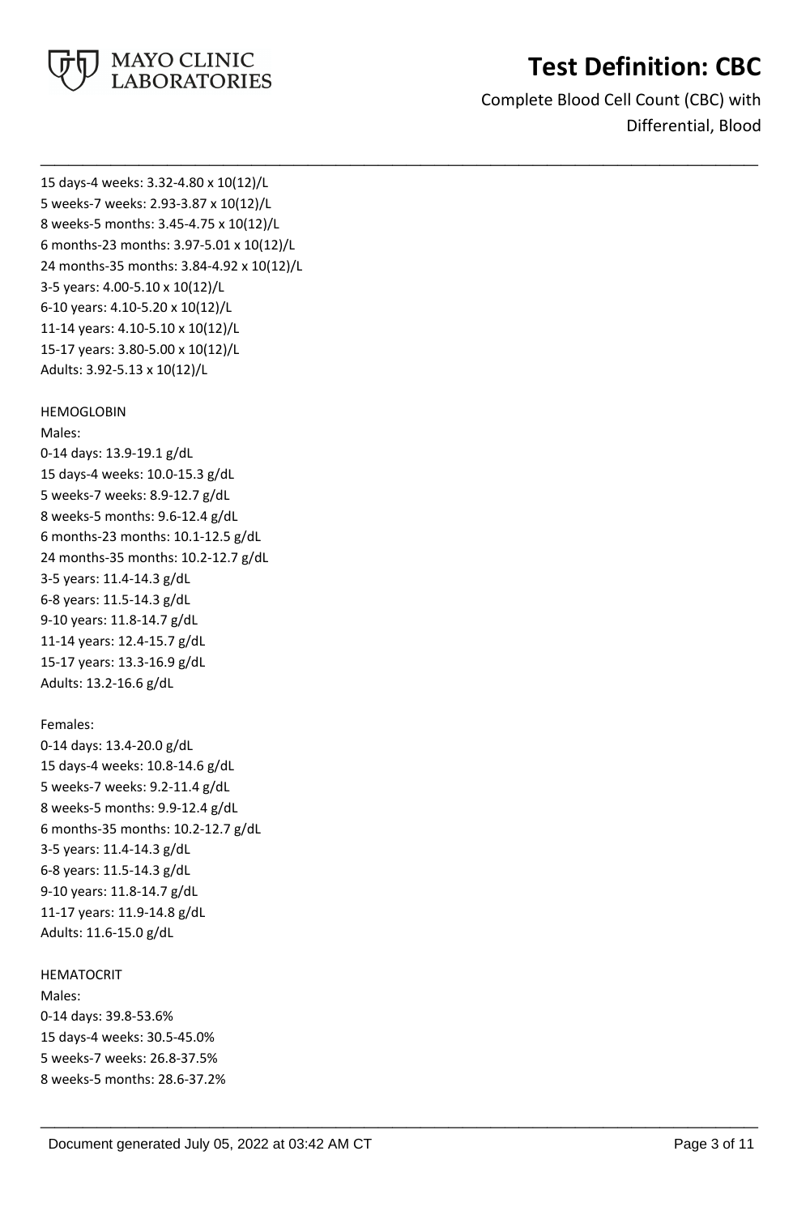15 days-4 weeks: 3.32-4.80 x 10(12)/L
5 weeks-7 weeks: 2.93-3.87 x 10(12)/L
8 weeks-5 months: 3.45-4.75 x 10(12)/L
6 months-23 months: 3.97-5.01 x 10(12)/L
24 months-35 months: 3.84-4.92 x 10(12)/L
3-5 years: 4.00-5.10 x 10(12)/L
6-10 years: 4.10-5.20 x 10(12)/L
11-14 years: 4.10-5.10 x 10(12)/L
15-17 years: 3.80-5.00 x 10(12)/L
Adults: 3.92-5.13 x 10(12)/L

HEMOGLOBIN
Males:
0-14 days: 13.9-19.1 g/dL
15 days-4 weeks: 10.0-15.3 g/dL
5 weeks-7 weeks: 8.9-12.7 g/dL
8 weeks-5 months: 9.6-12.4 g/dL
6 months-23 months: 10.1-12.5 g/dL
24 months-35 months: 10.2-12.7 g/dL
3-5 years: 11.4-14.3 g/dL
6-8 years: 11.5-14.3 g/dL
9-10 years: 11.8-14.7 g/dL
11-14 years: 12.4-15.7 g/dL
15-17 years: 13.3-16.9 g/dL
Adults: 13.2-16.6 g/dL

Females:
0-14 days: 13.4-20.0 g/dL
15 days-4 weeks: 10.8-14.6 g/dL
5 weeks-7 weeks: 9.2-11.4 g/dL
8 weeks-5 months: 9.9-12.4 g/dL
6 months-35 months: 10.2-12.7 g/dL
3-5 years: 11.4-14.3 g/dL
6-8 years: 11.5-14.3 g/dL
9-10 years: 11.8-14.7 g/dL
11-17 years: 11.9-14.8 g/dL
Adults: 11.6-15.0 g/dL

HEMATOCRIT
Males:
0-14 days: 39.8-53.6%
15 days-4 weeks: 30.5-45.0%
5 weeks-7 weeks: 26.8-37.5%
8 weeks-5 months: 28.6-37.2%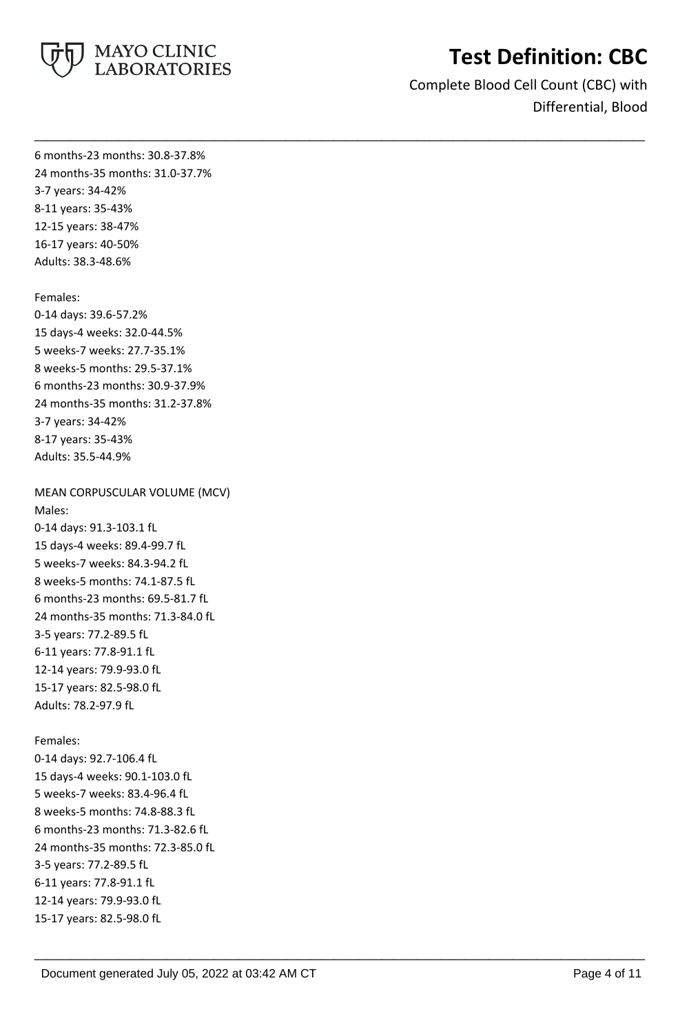6 months-23 months: 30.8-37.8%
24 months-35 months: 31.0-37.7%
3-7 years: 34-42%
8-11 years: 35-43%
12-15 years: 38-47%
16-17 years: 40-50%
Adults: 38.3-48.6%

Females:
0-14 days: 39.6-57.2%
15 days-4 weeks: 32.0-44.5%
5 weeks-7 weeks: 27.7-35.1%
8 weeks-5 months: 29.5-37.1%
6 months-23 months: 30.9-37.9%
24 months-35 months: 31.2-37.8%
3-7 years: 34-42%
8-17 years: 35-43%
Adults: 35.5-44.9%

MEAN CORPUSCULAR VOLUME (MCV)
Males:
0-14 days: 91.3-103.1 fL
15 days-4 weeks: 89.4-99.7 fL
5 weeks-7 weeks: 84.3-94.2 fL
8 weeks-5 months: 74.1-87.5 fL
6 months-23 months: 69.5-81.7 fL
24 months-35 months: 71.3-84.0 fL
3-5 years: 77.2-89.5 fL
6-11 years: 77.8-91.1 fL
12-14 years: 79.9-93.0 fL
15-17 years: 82.5-98.0 fL
Adults: 78.2-97.9 fL

Females:
0-14 days: 92.7-106.4 fL
15 days-4 weeks: 90.1-103.0 fL
5 weeks-7 weeks: 83.4-96.4 fL
8 weeks-5 months: 74.8-88.3 fL
6 months-23 months: 71.3-82.6 fL
24 months-35 months: 72.3-85.0 fL
3-5 years: 77.2-89.5 fL
6-11 years: 77.8-91.1 fL
12-14 years: 79.9-93.0 fL
15-17 years: 82.5-98.0 fL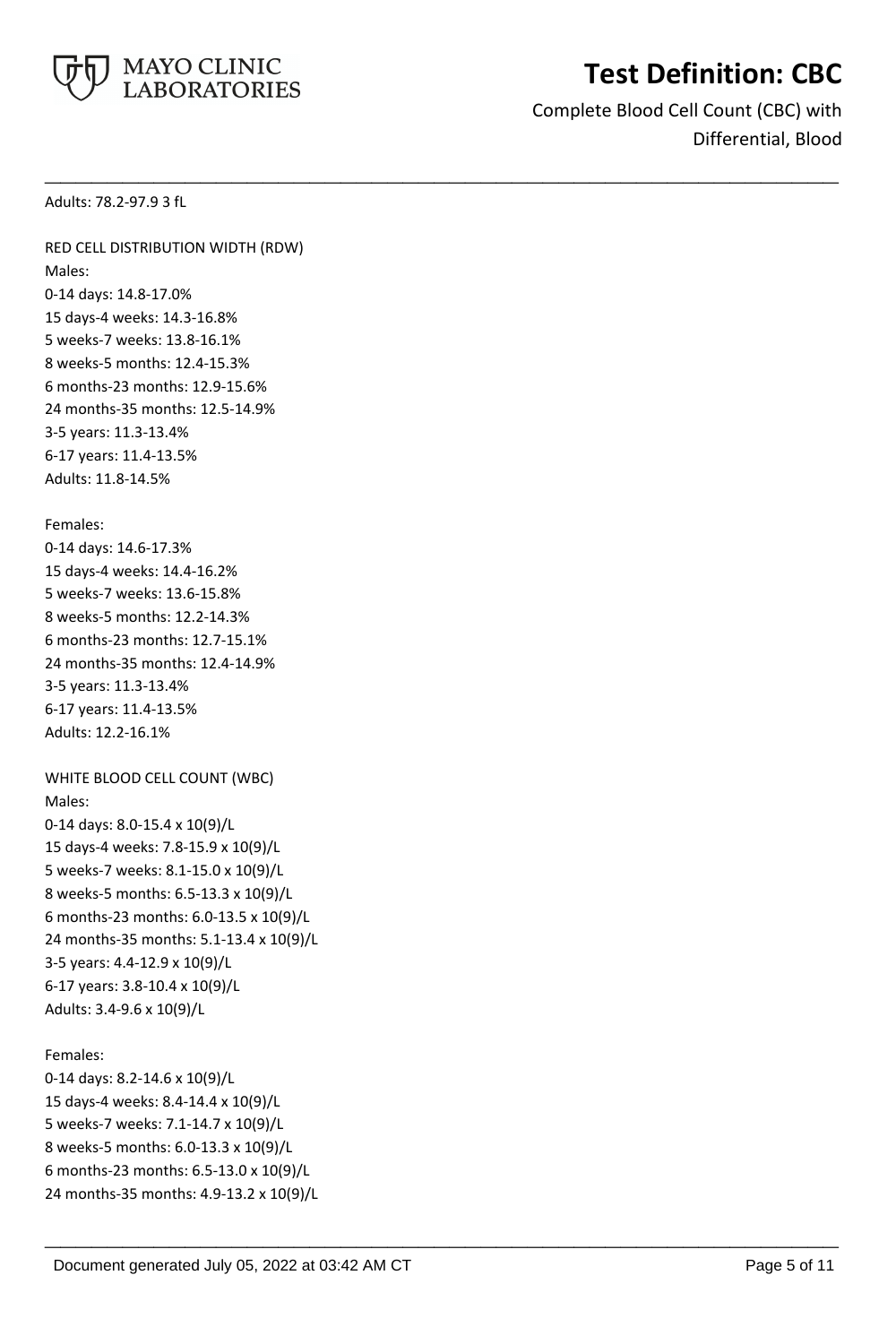Adults: 78.2-97.9 3 fL

RED CELL DISTRIBUTION WIDTH (RDW)

Males:

0-14 days: 14.8-17.0%

15 days-4 weeks: 14.3-16.8%

5 weeks-7 weeks: 13.8-16.1%

8 weeks-5 months: 12.4-15.3%

6 months-23 months: 12.9-15.6%

24 months-35 months: 12.5-14.9%

3-5 years: 11.3-13.4%

6-17 years: 11.4-13.5%

Adults: 11.8-14.5%

Females:

0-14 days: 14.6-17.3%

15 days-4 weeks: 14.4-16.2%

5 weeks-7 weeks: 13.6-15.8%

8 weeks-5 months: 12.2-14.3%

6 months-23 months: 12.7-15.1%

24 months-35 months: 12.4-14.9%

3-5 years: 11.3-13.4%

6-17 years: 11.4-13.5%

Adults: 12.2-16.1%

WHITE BLOOD CELL COUNT (WBC)

Males:

0-14 days: 8.0-15.4 x 10(9)/L

15 days-4 weeks: 7.8-15.9 x 10(9)/L

5 weeks-7 weeks: 8.1-15.0 x 10(9)/L

8 weeks-5 months: 6.5-13.3 x 10(9)/L

6 months-23 months: 6.0-13.5 x 10(9)/L

24 months-35 months: 5.1-13.4 x 10(9)/L

3-5 years: 4.4-12.9 x 10(9)/L

6-17 years: 3.8-10.4 x 10(9)/L

Adults: 3.4-9.6 x 10(9)/L

Females:

0-14 days: 8.2-14.6 x 10(9)/L

15 days-4 weeks: 8.4-14.4 x 10(9)/L

5 weeks-7 weeks: 7.1-14.7 x 10(9)/L

8 weeks-5 months: 6.0-13.3 x 10(9)/L

6 months-23 months: 6.5-13.0 x 10(9)/L

24 months-35 months: 4.9-13.2 x 10(9)/L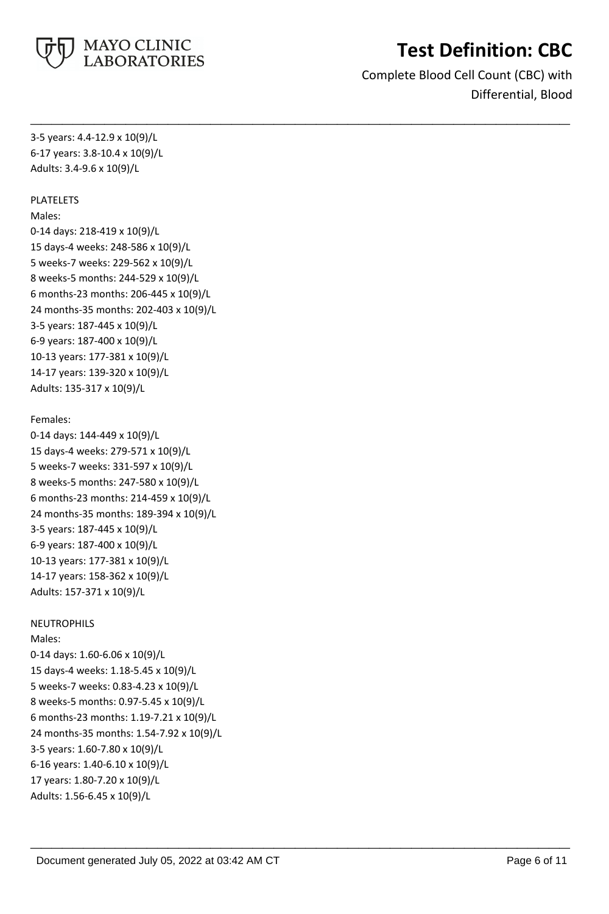3-5 years: 4.4-12.9 x 10(9)/L
6-17 years: 3.8-10.4 x 10(9)/L
Adults: 3.4-9.6 x 10(9)/L

PLATELETS

Males:

0-14 days: 218-419 x 10(9)/L
15 days-4 weeks: 248-586 x 10(9)/L
5 weeks-7 weeks: 229-562 x 10(9)/L
8 weeks-5 months: 244-529 x 10(9)/L
6 months-23 months: 206-445 x 10(9)/L
24 months-35 months: 202-403 x 10(9)/L
3-5 years: 187-445 x 10(9)/L
6-9 years: 187-400 x 10(9)/L
10-13 years: 177-381 x 10(9)/L
14-17 years: 139-320 x 10(9)/L
Adults: 135-317 x 10(9)/L

Females:

0-14 days: 144-449 x 10(9)/L
15 days-4 weeks: 279-571 x 10(9)/L
5 weeks-7 weeks: 331-597 x 10(9)/L
8 weeks-5 months: 247-580 x 10(9)/L
6 months-23 months: 214-459 x 10(9)/L
24 months-35 months: 189-394 x 10(9)/L
3-5 years: 187-445 x 10(9)/L
6-9 years: 187-400 x 10(9)/L
10-13 years: 177-381 x 10(9)/L
14-17 years: 158-362 x 10(9)/L
Adults: 157-371 x 10(9)/L

NEUTROPHILS

Males:

0-14 days: 1.60-6.06 x 10(9)/L
15 days-4 weeks: 1.18-5.45 x 10(9)/L
5 weeks-7 weeks: 0.83-4.23 x 10(9)/L
8 weeks-5 months: 0.97-5.45 x 10(9)/L
6 months-23 months: 1.19-7.21 x 10(9)/L
24 months-35 months: 1.54-7.92 x 10(9)/L
3-5 years: 1.60-7.80 x 10(9)/L
6-16 years: 1.40-6.10 x 10(9)/L
17 years: 1.80-7.20 x 10(9)/L
Adults: 1.56-6.45 x 10(9)/L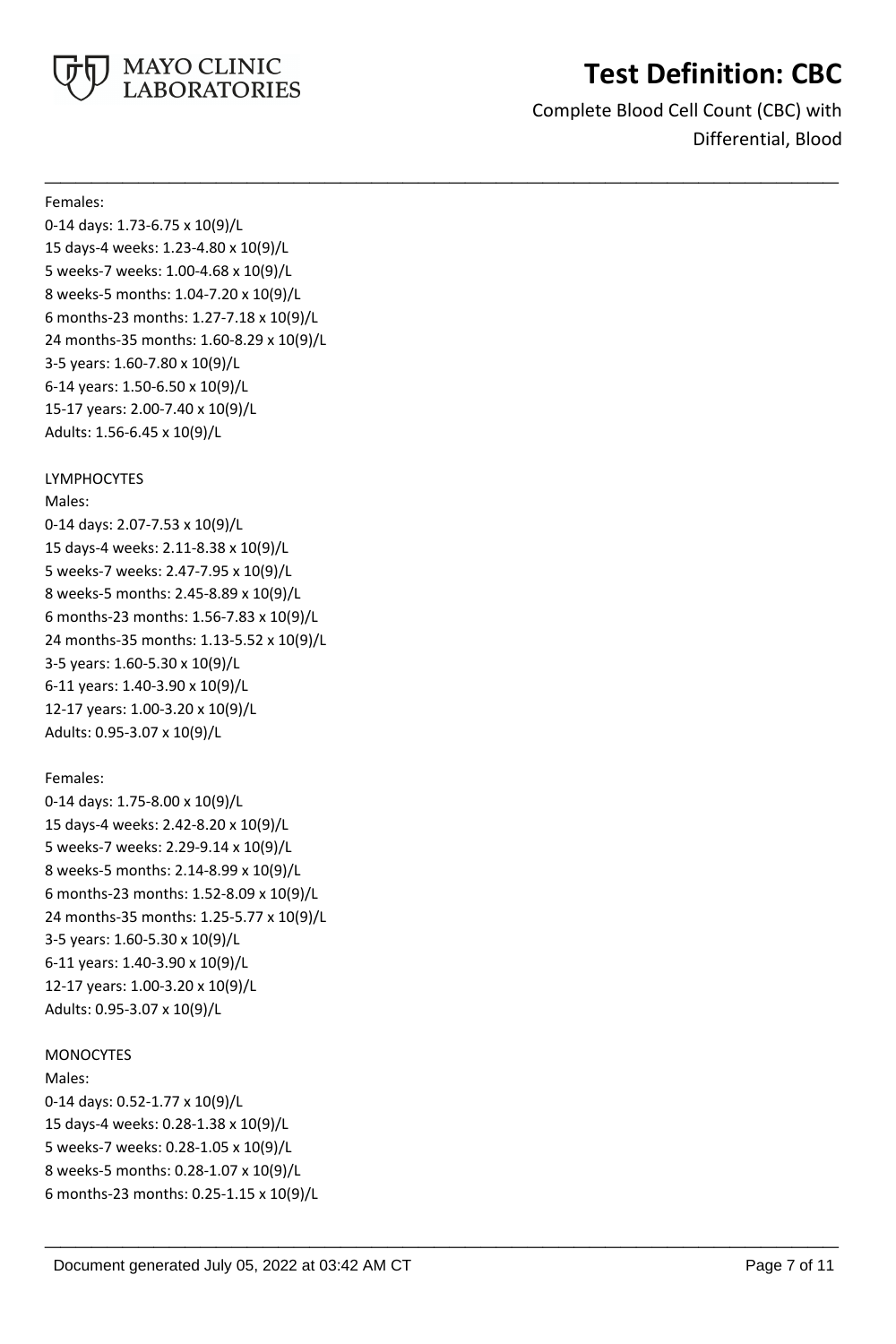Females:
0-14 days: 1.73-6.75 x 10(9)/L
15 days-4 weeks: 1.23-4.80 x 10(9)/L
5 weeks-7 weeks: 1.00-4.68 x 10(9)/L
8 weeks-5 months: 1.04-7.20 x 10(9)/L
6 months-23 months: 1.27-7.18 x 10(9)/L
24 months-35 months: 1.60-8.29 x 10(9)/L
3-5 years: 1.60-7.80 x 10(9)/L
6-14 years: 1.50-6.50 x 10(9)/L
15-17 years: 2.00-7.40 x 10(9)/L
Adults: 1.56-6.45 x 10(9)/L

LYMPHOCYTES
Males:
0-14 days: 2.07-7.53 x 10(9)/L
15 days-4 weeks: 2.11-8.38 x 10(9)/L
5 weeks-7 weeks: 2.47-7.95 x 10(9)/L
8 weeks-5 months: 2.45-8.89 x 10(9)/L
6 months-23 months: 1.56-7.83 x 10(9)/L
24 months-35 months: 1.13-5.52 x 10(9)/L
3-5 years: 1.60-5.30 x 10(9)/L
6-11 years: 1.40-3.90 x 10(9)/L
12-17 years: 1.00-3.20 x 10(9)/L
Adults: 0.95-3.07 x 10(9)/L

Females:
0-14 days: 1.75-8.00 x 10(9)/L
15 days-4 weeks: 2.42-8.20 x 10(9)/L
5 weeks-7 weeks: 2.29-9.14 x 10(9)/L
8 weeks-5 months: 2.14-8.99 x 10(9)/L
6 months-23 months: 1.52-8.09 x 10(9)/L
24 months-35 months: 1.25-5.77 x 10(9)/L
3-5 years: 1.60-5.30 x 10(9)/L
6-11 years: 1.40-3.90 x 10(9)/L
12-17 years: 1.00-3.20 x 10(9)/L
Adults: 0.95-3.07 x 10(9)/L

MONOCYTES
Males:
0-14 days: 0.52-1.77 x 10(9)/L
15 days-4 weeks: 0.28-1.38 x 10(9)/L
5 weeks-7 weeks: 0.28-1.05 x 10(9)/L
8 weeks-5 months: 0.28-1.07 x 10(9)/L
6 months-23 months: 0.25-1.15 x 10(9)/L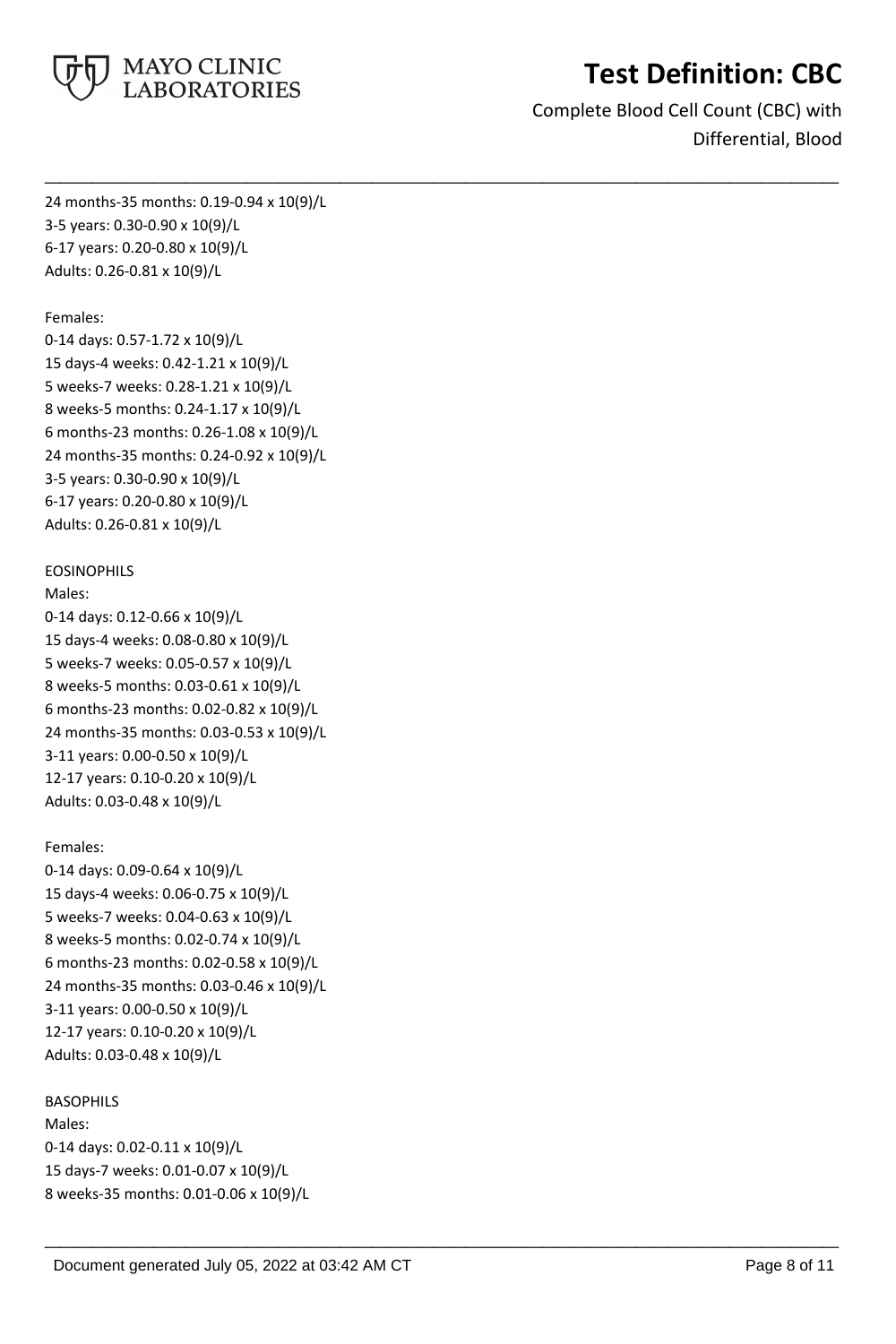24 months-35 months: 0.19-0.94 x 10(9)/L
3-5 years: 0.30-0.90 x 10(9)/L
6-17 years: 0.20-0.80 x 10(9)/L
Adults: 0.26-0.81 x 10(9)/L

Females:
0-14 days: 0.57-1.72 x 10(9)/L
15 days-4 weeks: 0.42-1.21 x 10(9)/L
5 weeks-7 weeks: 0.28-1.21 x 10(9)/L
8 weeks-5 months: 0.24-1.17 x 10(9)/L
6 months-23 months: 0.26-1.08 x 10(9)/L
24 months-35 months: 0.24-0.92 x 10(9)/L
3-5 years: 0.30-0.90 x 10(9)/L
6-17 years: 0.20-0.80 x 10(9)/L
Adults: 0.26-0.81 x 10(9)/L

EOSINOPHILS
Males:
0-14 days: 0.12-0.66 x 10(9)/L
15 days-4 weeks: 0.08-0.80 x 10(9)/L
5 weeks-7 weeks: 0.05-0.57 x 10(9)/L
8 weeks-5 months: 0.03-0.61 x 10(9)/L
6 months-23 months: 0.02-0.82 x 10(9)/L
24 months-35 months: 0.03-0.53 x 10(9)/L
3-11 years: 0.00-0.50 x 10(9)/L
12-17 years: 0.10-0.20 x 10(9)/L
Adults: 0.03-0.48 x 10(9)/L

Females:
0-14 days: 0.09-0.64 x 10(9)/L
15 days-4 weeks: 0.06-0.75 x 10(9)/L
5 weeks-7 weeks: 0.04-0.63 x 10(9)/L
8 weeks-5 months: 0.02-0.74 x 10(9)/L
6 months-23 months: 0.02-0.58 x 10(9)/L
24 months-35 months: 0.03-0.46 x 10(9)/L
3-11 years: 0.00-0.50 x 10(9)/L
12-17 years: 0.10-0.20 x 10(9)/L
Adults: 0.03-0.48 x 10(9)/L

BASOPHILS
Males:
0-14 days: 0.02-0.11 x 10(9)/L
15 days-7 weeks: 0.01-0.07 x 10(9)/L
8 weeks-35 months: 0.01-0.06 x 10(9)/L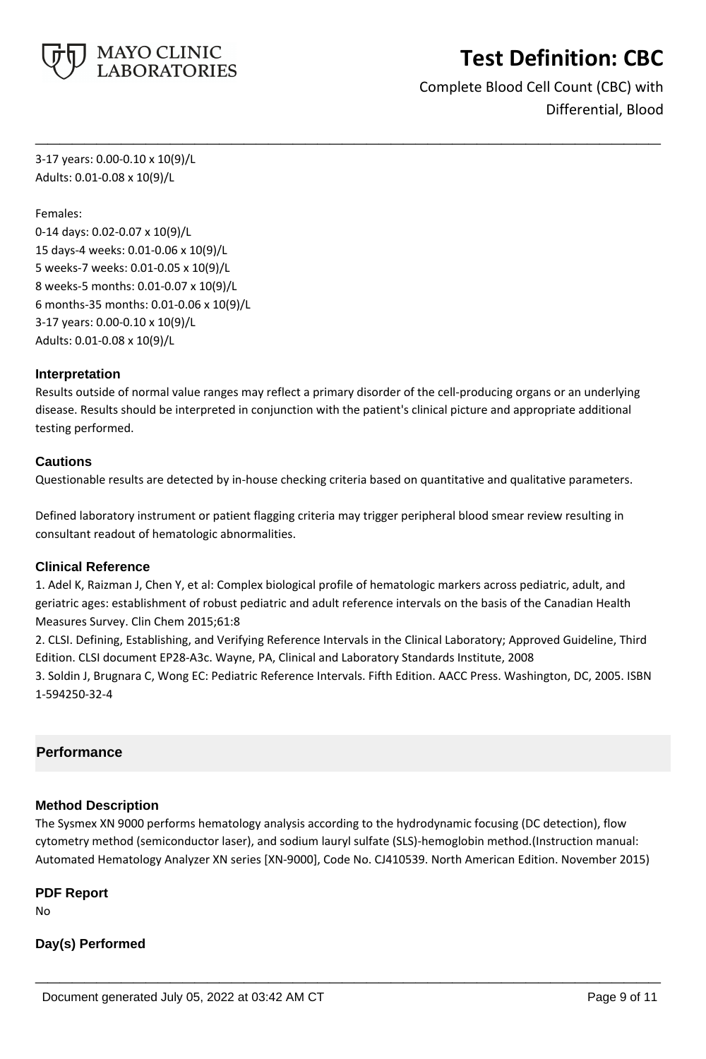3-17 years: 0.00-0.10 x 10(9)/L
Adults: 0.01-0.08 x 10(9)/L

Females:
0-14 days: 0.02-0.07 x 10(9)/L
15 days-4 weeks: 0.01-0.06 x 10(9)/L
5 weeks-7 weeks: 0.01-0.05 x 10(9)/L
8 weeks-5 months: 0.01-0.07 x 10(9)/L
6 months-35 months: 0.01-0.06 x 10(9)/L
3-17 years: 0.00-0.10 x 10(9)/L
Adults: 0.01-0.08 x 10(9)/L

### Interpretation

Results outside of normal value ranges may reflect a primary disorder of the cell-producing organs or an underlying disease. Results should be interpreted in conjunction with the patient's clinical picture and appropriate additional testing performed.

### Cautions

Questionable results are detected by in-house checking criteria based on quantitative and qualitative parameters.

Defined laboratory instrument or patient flagging criteria may trigger peripheral blood smear review resulting in consultant readout of hematologic abnormalities.

### Clinical Reference

1. Adel K, Raizman J, Chen Y, et al: Complex biological profile of hematologic markers across pediatric, adult, and geriatric ages: establishment of robust pediatric and adult reference intervals on the basis of the Canadian Health Measures Survey. Clin Chem 2015;61:8
2. CLSI. Defining, Establishing, and Verifying Reference Intervals in the Clinical Laboratory; Approved Guideline, Third Edition. CLSI document EP28-A3c. Wayne, PA, Clinical and Laboratory Standards Institute, 2008
3. Soldin J, Brugnara C, Wong EC: Pediatric Reference Intervals. Fifth Edition. AACC Press. Washington, DC, 2005. ISBN 1-594250-32-4

## Performance

### Method Description

The Sysmex XN 9000 performs hematology analysis according to the hydrodynamic focusing (DC detection), flow cytometry method (semiconductor laser), and sodium lauryl sulfate (SLS)-hemoglobin method.(Instruction manual: Automated Hematology Analyzer XN series [XN-9000], Code No. CJ410539. North American Edition. November 2015)

### PDF Report

No

### Day(s) Performed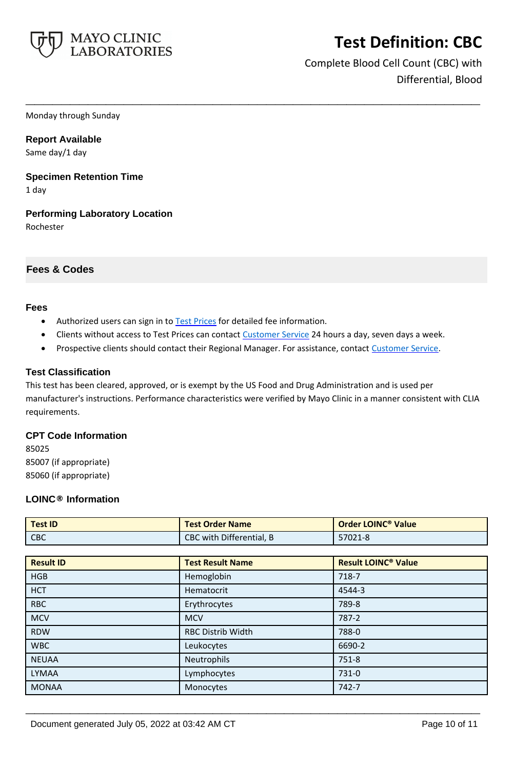Monday through Sunday

**Report Available**
Same day/1 day

**Specimen Retention Time**
1 day

**Performing Laboratory Location**
Rochester

## Fees & Codes

**Fees**

- Authorized users can sign in to Test Prices for detailed fee information.
- Clients without access to Test Prices can contact Customer Service 24 hours a day, seven days a week.
- Prospective clients should contact their Regional Manager. For assistance, contact Customer Service.

**Test Classification**
This test has been cleared, approved, or is exempt by the US Food and Drug Administration and is used per manufacturer's instructions. Performance characteristics were verified by Mayo Clinic in a manner consistent with CLIA requirements.

**CPT Code Information**
85025
85007 (if appropriate)
85060 (if appropriate)

**LOINC® Information**

| Test ID | Test Order Name | Order LOINC® Value |
|---|---|---|
| CBC | CBC with Differential, B | 57021-8 |

| Result ID | Test Result Name | Result LOINC® Value |
|---|---|---|
| HGB | Hemoglobin | 718-7 |
| HCT | Hematocrit | 4544-3 |
| RBC | Erythrocytes | 789-8 |
| MCV | MCV | 787-2 |
| RDW | RBC Distrib Width | 788-0 |
| WBC | Leukocytes | 6690-2 |
| NEUAA | Neutrophils | 751-8 |
| LYMAA | Lymphocytes | 731-0 |
| MONAA | Monocytes | 742-7 |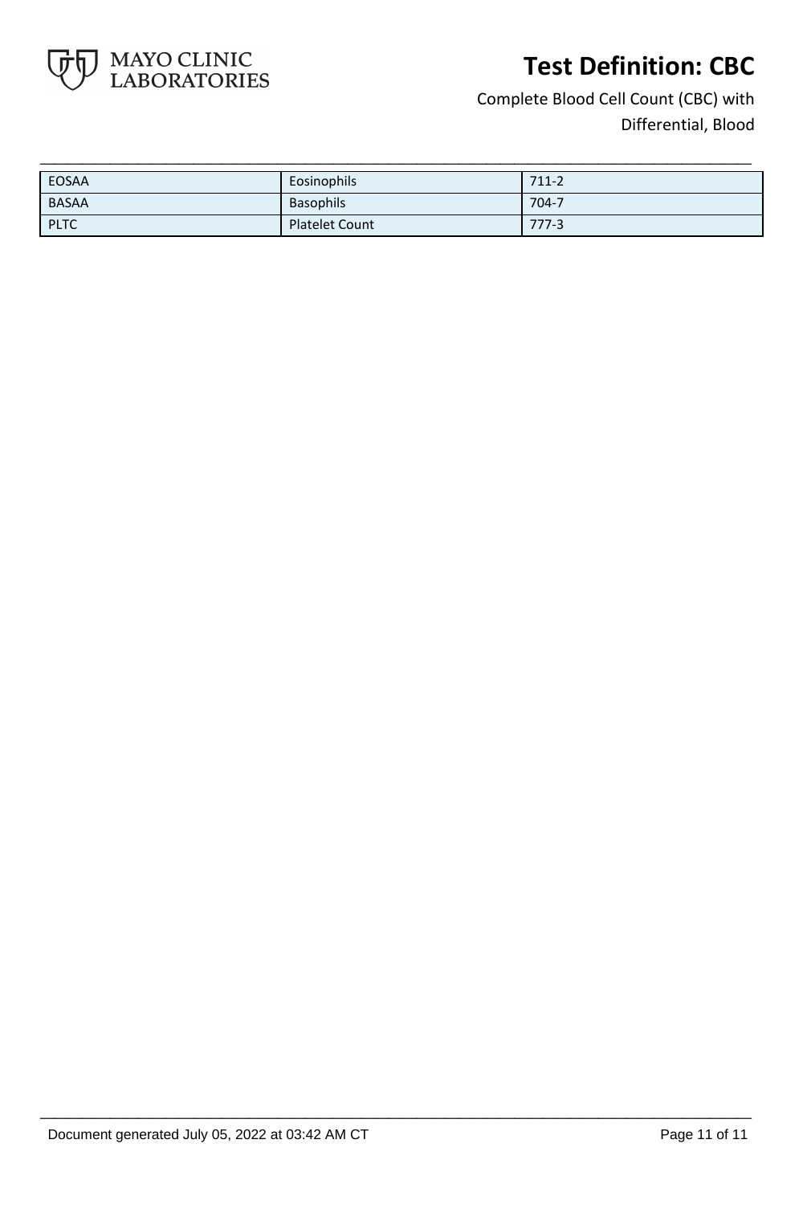| | | |
|---|---|---|
| EOSAA | Eosinophils | 711-2 |
| BASAA | Basophils | 704-7 |
| PLTC | Platelet Count | 777-3 |